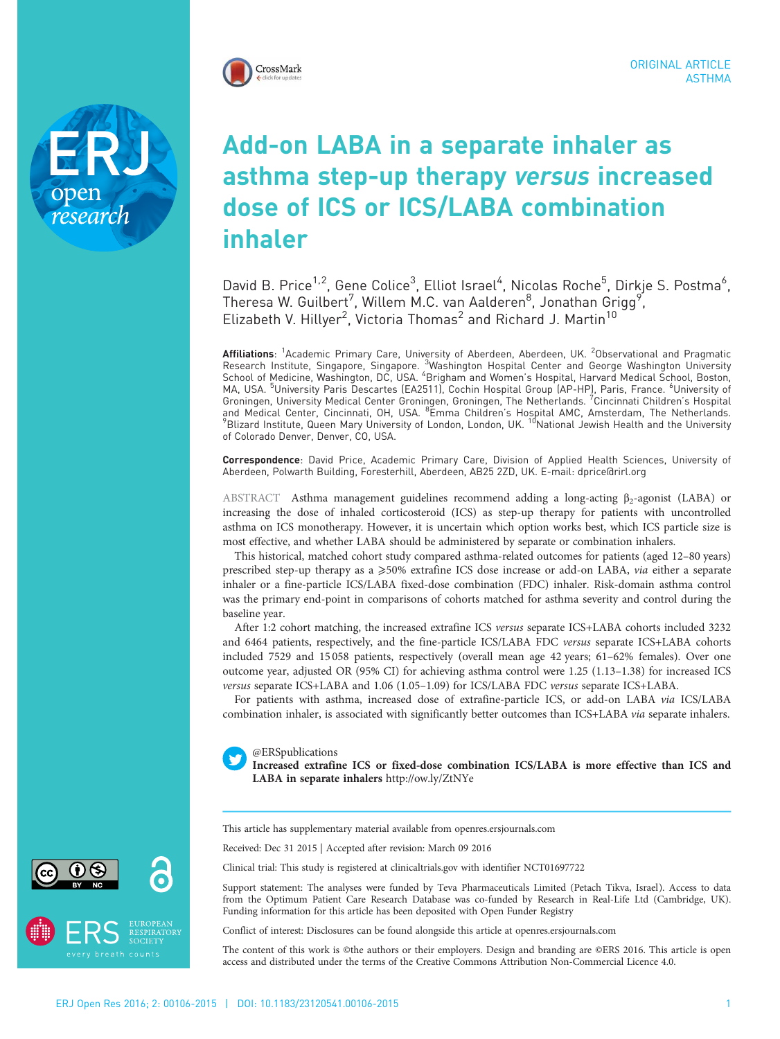ORIGINAL ARTICLE
ASTHMA

# Add-on LABA in a separate inhaler as asthma step-up therapy *versus* increased dose of ICS or ICS/LABA combination inhaler

David B. Price[1,2], Gene Colice[3], Elliot Israel[4], Nicolas Roche[5], Dirkje S. Postma[6], Theresa W. Guilbert[7], Willem M.C. van Aalderen[8], Jonathan Grigg[9], Elizabeth V. Hillyer[2], Victoria Thomas[2] and Richard J. Martin[10]

**Affiliations**: [1]Academic Primary Care, University of Aberdeen, Aberdeen, UK. [2]Observational and Pragmatic Research Institute, Singapore, Singapore. [3]Washington Hospital Center and George Washington University School of Medicine, Washington, DC, USA. [4]Brigham and Women's Hospital, Harvard Medical School, Boston, MA, USA. [5]University Paris Descartes (EA2511), Cochin Hospital Group (AP-HP), Paris, France. [6]University of Groningen, University Medical Center Groningen, Groningen, The Netherlands. [7]Cincinnati Children's Hospital and Medical Center, Cincinnati, OH, USA. [8]Emma Children's Hospital AMC, Amsterdam, The Netherlands. [9]Blizard Institute, Queen Mary University of London, London, UK. [10]National Jewish Health and the University of Colorado Denver, Denver, CO, USA.

**Correspondence**: David Price, Academic Primary Care, Division of Applied Health Sciences, University of Aberdeen, Polwarth Building, Foresterhill, Aberdeen, AB25 2ZD, UK. E-mail: dprice@rirl.org

ABSTRACT Asthma management guidelines recommend adding a long-acting $\beta_2$-agonist (LABA) or increasing the dose of inhaled corticosteroid (ICS) as step-up therapy for patients with uncontrolled asthma on ICS monotherapy. However, it is uncertain which option works best, which ICS particle size is most effective, and whether LABA should be administered by separate or combination inhalers.

This historical, matched cohort study compared asthma-related outcomes for patients (aged 12–80 years) prescribed step-up therapy as a ⩾50% extrafine ICS dose increase or add-on LABA, *via* either a separate inhaler or a fine-particle ICS/LABA fixed-dose combination (FDC) inhaler. Risk-domain asthma control was the primary end-point in comparisons of cohorts matched for asthma severity and control during the baseline year.

After 1:2 cohort matching, the increased extrafine ICS *versus* separate ICS+LABA cohorts included 3232 and 6464 patients, respectively, and the fine-particle ICS/LABA FDC *versus* separate ICS+LABA cohorts included 7529 and 15 058 patients, respectively (overall mean age 42 years; 61–62% females). Over one outcome year, adjusted OR (95% CI) for achieving asthma control were 1.25 (1.13–1.38) for increased ICS *versus* separate ICS+LABA and 1.06 (1.05–1.09) for ICS/LABA FDC *versus* separate ICS+LABA.

For patients with asthma, increased dose of extrafine-particle ICS, or add-on LABA *via* ICS/LABA combination inhaler, is associated with significantly better outcomes than ICS+LABA *via* separate inhalers.

@ERSpublications
**Increased extrafine ICS or fixed-dose combination ICS/LABA is more effective than ICS and LABA in separate inhalers** http://ow.ly/ZtNYe

This article has supplementary material available from openres.ersjournals.com

Received: Dec 31 2015 | Accepted after revision: March 09 2016

Clinical trial: This study is registered at clinicaltrials.gov with identifier NCT01697722

Support statement: The analyses were funded by Teva Pharmaceuticals Limited (Petach Tikva, Israel). Access to data from the Optimum Patient Care Research Database was co-funded by Research in Real-Life Ltd (Cambridge, UK). Funding information for this article has been deposited with Open Funder Registry

Conflict of interest: Disclosures can be found alongside this article at openres.ersjournals.com

The content of this work is ©the authors or their employers. Design and branding are ©ERS 2016. This article is open access and distributed under the terms of the Creative Commons Attribution Non-Commercial Licence 4.0.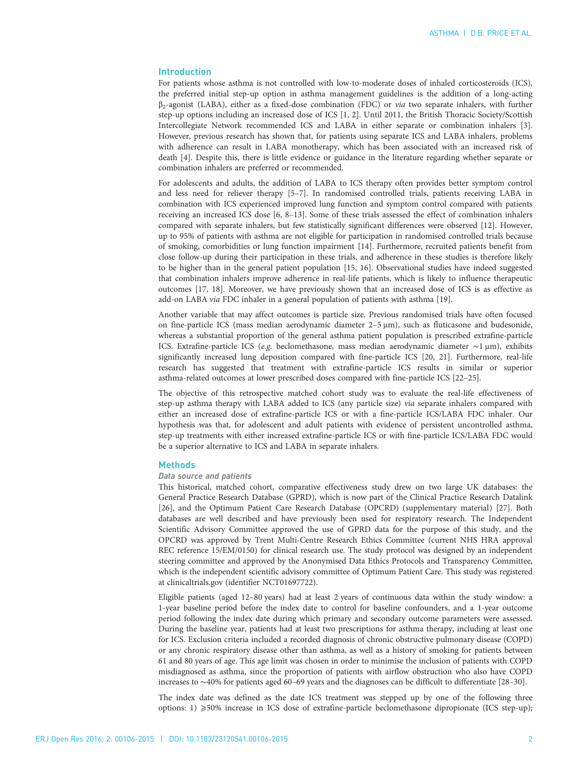## Introduction

For patients whose asthma is not controlled with low-to-moderate doses of inhaled corticosteroids (ICS), the preferred initial step-up option in asthma management guidelines is the addition of a long-acting $\beta_2$-agonist (LABA), either as a fixed-dose combination (FDC) or *via* two separate inhalers, with further step-up options including an increased dose of ICS [1, 2]. Until 2011, the British Thoracic Society/Scottish Intercollegiate Network recommended ICS and LABA in either separate or combination inhalers [3]. However, previous research has shown that, for patients using separate ICS and LABA inhalers, problems with adherence can result in LABA monotherapy, which has been associated with an increased risk of death [4]. Despite this, there is little evidence or guidance in the literature regarding whether separate or combination inhalers are preferred or recommended.

For adolescents and adults, the addition of LABA to ICS therapy often provides better symptom control and less need for reliever therapy [5–7]. In randomised controlled trials, patients receiving LABA in combination with ICS experienced improved lung function and symptom control compared with patients receiving an increased ICS dose [6, 8–13]. Some of these trials assessed the effect of combination inhalers compared with separate inhalers, but few statistically significant differences were observed [12]. However, up to 95% of patients with asthma are not eligible for participation in randomised controlled trials because of smoking, comorbidities or lung function impairment [14]. Furthermore, recruited patients benefit from close follow-up during their participation in these trials, and adherence in these studies is therefore likely to be higher than in the general patient population [15, 16]. Observational studies have indeed suggested that combination inhalers improve adherence in real-life patients, which is likely to influence therapeutic outcomes [17, 18]. Moreover, we have previously shown that an increased dose of ICS is as effective as add-on LABA *via* FDC inhaler in a general population of patients with asthma [19].

Another variable that may affect outcomes is particle size. Previous randomised trials have often focused on fine-particle ICS (mass median aerodynamic diameter 2–5 µm), such as fluticasone and budesonide, whereas a substantial proportion of the general asthma patient population is prescribed extrafine-particle ICS. Extrafine-particle ICS (*e.g.* beclomethasone, mass median aerodynamic diameter ~1 µm), exhibits significantly increased lung deposition compared with fine-particle ICS [20, 21]. Furthermore, real-life research has suggested that treatment with extrafine-particle ICS results in similar or superior asthma-related outcomes at lower prescribed doses compared with fine-particle ICS [22–25].

The objective of this retrospective matched cohort study was to evaluate the real-life effectiveness of step-up asthma therapy with LABA added to ICS (any particle size) *via* separate inhalers compared with either an increased dose of extrafine-particle ICS or with a fine-particle ICS/LABA FDC inhaler. Our hypothesis was that, for adolescent and adult patients with evidence of persistent uncontrolled asthma, step-up treatments with either increased extrafine-particle ICS or with fine-particle ICS/LABA FDC would be a superior alternative to ICS and LABA in separate inhalers.

## Methods

### Data source and patients

This historical, matched cohort, comparative effectiveness study drew on two large UK databases: the General Practice Research Database (GPRD), which is now part of the Clinical Practice Research Datalink [26], and the Optimum Patient Care Research Database (OPCRD) (supplementary material) [27]. Both databases are well described and have previously been used for respiratory research. The Independent Scientific Advisory Committee approved the use of GPRD data for the purpose of this study, and the OPCRD was approved by Trent Multi-Centre Research Ethics Committee (current NHS HRA approval REC reference 15/EM/0150) for clinical research use. The study protocol was designed by an independent steering committee and approved by the Anonymised Data Ethics Protocols and Transparency Committee, which is the independent scientific advisory committee of Optimum Patient Care. This study was registered at clinicaltrials.gov (identifier NCT01697722).

Eligible patients (aged 12–80 years) had at least 2 years of continuous data within the study window: a 1-year baseline period before the index date to control for baseline confounders, and a 1-year outcome period following the index date during which primary and secondary outcome parameters were assessed. During the baseline year, patients had at least two prescriptions for asthma therapy, including at least one for ICS. Exclusion criteria included a recorded diagnosis of chronic obstructive pulmonary disease (COPD) or any chronic respiratory disease other than asthma, as well as a history of smoking for patients between 61 and 80 years of age. This age limit was chosen in order to minimise the inclusion of patients with COPD misdiagnosed as asthma, since the proportion of patients with airflow obstruction who also have COPD increases to ~40% for patients aged 60–69 years and the diagnoses can be difficult to differentiate [28–30].

The index date was defined as the date ICS treatment was stepped up by one of the following three options: 1) ⩾50% increase in ICS dose of extrafine-particle beclomethasone dipropionate (ICS step-up);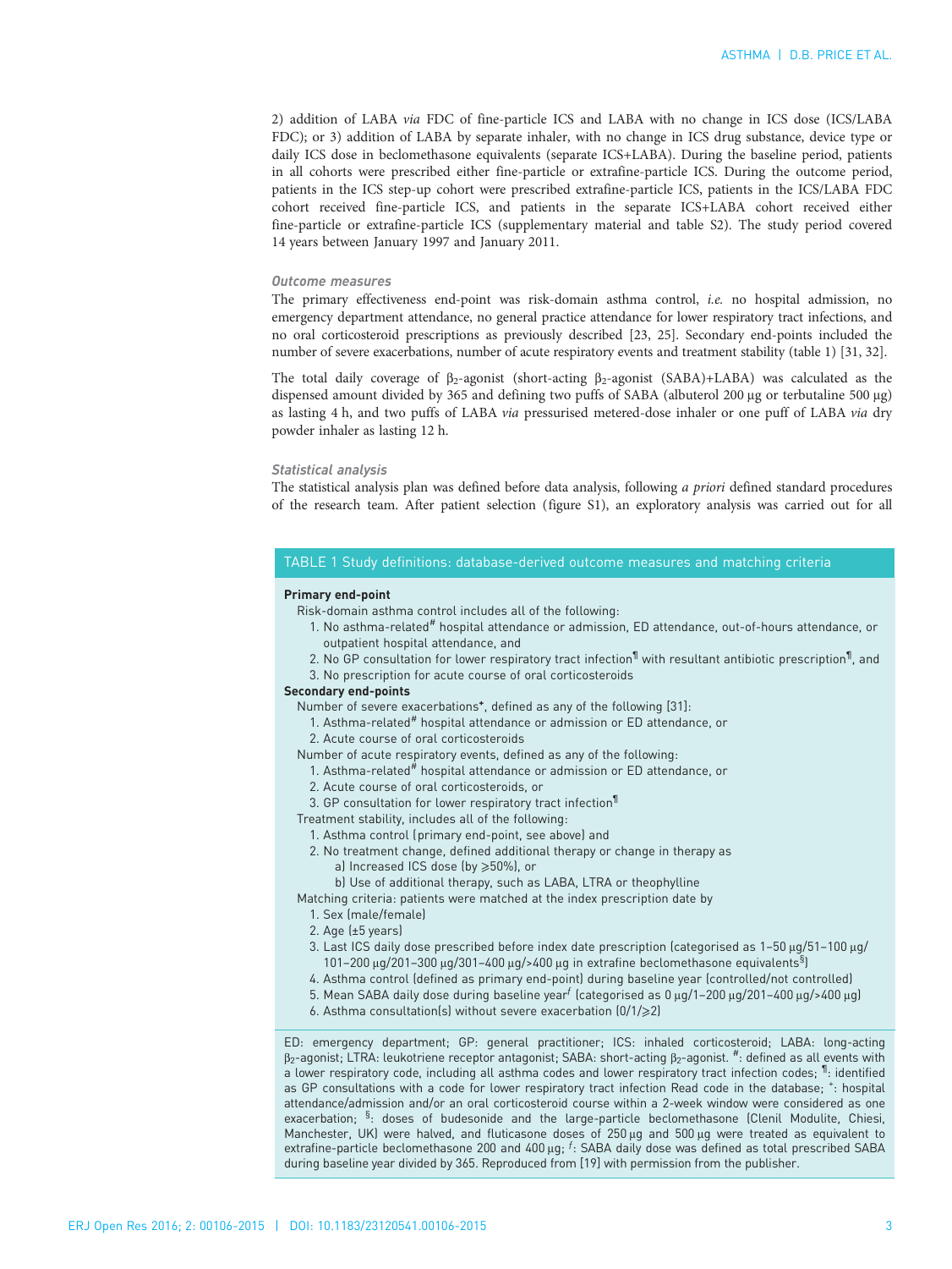2) addition of LABA *via* FDC of fine-particle ICS and LABA with no change in ICS dose (ICS/LABA FDC); or 3) addition of LABA by separate inhaler, with no change in ICS drug substance, device type or daily ICS dose in beclomethasone equivalents (separate ICS+LABA). During the baseline period, patients in all cohorts were prescribed either fine-particle or extrafine-particle ICS. During the outcome period, patients in the ICS step-up cohort were prescribed extrafine-particle ICS, patients in the ICS/LABA FDC cohort received fine-particle ICS, and patients in the separate ICS+LABA cohort received either fine-particle or extrafine-particle ICS (supplementary material and table S2). The study period covered 14 years between January 1997 and January 2011.

### Outcome measures

The primary effectiveness end-point was risk-domain asthma control, *i.e.* no hospital admission, no emergency department attendance, no general practice attendance for lower respiratory tract infections, and no oral corticosteroid prescriptions as previously described [23, 25]. Secondary end-points included the number of severe exacerbations, number of acute respiratory events and treatment stability (table 1) [31, 32].

The total daily coverage of $\beta_2$-agonist (short-acting $\beta_2$-agonist (SABA)+LABA) was calculated as the dispensed amount divided by 365 and defining two puffs of SABA (albuterol 200 µg or terbutaline 500 µg) as lasting 4 h, and two puffs of LABA *via* pressurised metered-dose inhaler or one puff of LABA *via* dry powder inhaler as lasting 12 h.

### Statistical analysis

The statistical analysis plan was defined before data analysis, following *a priori* defined standard procedures of the research team. After patient selection (figure S1), an exploratory analysis was carried out for all

TABLE 1 Study definitions: database-derived outcome measures and matching criteria

**Primary end-point**

Risk-domain asthma control includes all of the following:
1. No asthma-related[#] hospital attendance or admission, ED attendance, out-of-hours attendance, or outpatient hospital attendance, and
2. No GP consultation for lower respiratory tract infection[¶] with resultant antibiotic prescription[¶], and
3. No prescription for acute course of oral corticosteroids

**Secondary end-points**

Number of severe exacerbations[+], defined as any of the following [31]:
1. Asthma-related[#] hospital attendance or admission or ED attendance, or
2. Acute course of oral corticosteroids

Number of acute respiratory events, defined as any of the following:
1. Asthma-related[#] hospital attendance or admission or ED attendance, or
2. Acute course of oral corticosteroids, or
3. GP consultation for lower respiratory tract infection[¶]

Treatment stability, includes all of the following:
1. Asthma control (primary end-point, see above) and
2. No treatment change, defined additional therapy or change in therapy as
   a) Increased ICS dose (by ⩾50%), or
   b) Use of additional therapy, such as LABA, LTRA or theophylline

Matching criteria: patients were matched at the index prescription date by
1. Sex (male/female)
2. Age (±5 years)
3. Last ICS daily dose prescribed before index date prescription (categorised as 1–50 µg/51–100 µg/101–200 µg/201–300 µg/301–400 µg/>400 µg in extrafine beclomethasone equivalents[§])
4. Asthma control (defined as primary end-point) during baseline year (controlled/not controlled)
5. Mean SABA daily dose during baseline year[f] (categorised as 0 µg/1–200 µg/201–400 µg/>400 µg)
6. Asthma consultation(s) without severe exacerbation (0/1/⩾2)

ED: emergency department; GP: general practitioner; ICS: inhaled corticosteroid; LABA: long-acting $\beta_2$-agonist; LTRA: leukotriene receptor antagonist; SABA: short-acting $\beta_2$-agonist. #: defined as all events with a lower respiratory code, including all asthma codes and lower respiratory tract infection codes; ¶: identified as GP consultations with a code for lower respiratory tract infection Read code in the database; +: hospital attendance/admission and/or an oral corticosteroid course within a 2-week window were considered as one exacerbation; §: doses of budesonide and the large-particle beclomethasone (Clenil Modulite, Chiesi, Manchester, UK) were halved, and fluticasone doses of 250 µg and 500 µg were treated as equivalent to extrafine-particle beclomethasone 200 and 400 µg; f: SABA daily dose was defined as total prescribed SABA during baseline year divided by 365. Reproduced from [19] with permission from the publisher.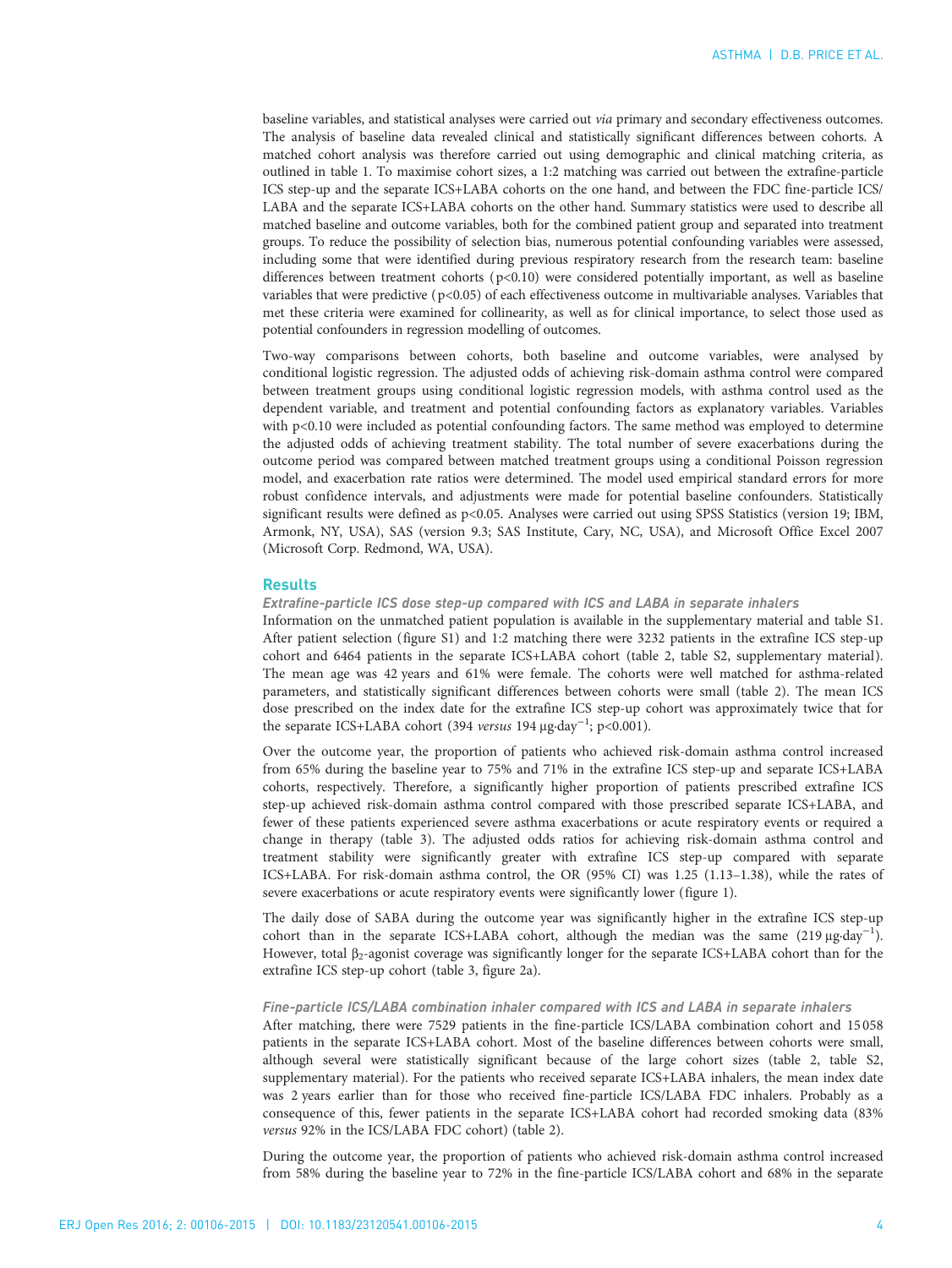baseline variables, and statistical analyses were carried out *via* primary and secondary effectiveness outcomes. The analysis of baseline data revealed clinical and statistically significant differences between cohorts. A matched cohort analysis was therefore carried out using demographic and clinical matching criteria, as outlined in table 1. To maximise cohort sizes, a 1:2 matching was carried out between the extrafine-particle ICS step-up and the separate ICS+LABA cohorts on the one hand, and between the FDC fine-particle ICS/LABA and the separate ICS+LABA cohorts on the other hand. Summary statistics were used to describe all matched baseline and outcome variables, both for the combined patient group and separated into treatment groups. To reduce the possibility of selection bias, numerous potential confounding variables were assessed, including some that were identified during previous respiratory research from the research team: baseline differences between treatment cohorts ($p<0.10$) were considered potentially important, as well as baseline variables that were predictive ($p<0.05$) of each effectiveness outcome in multivariable analyses. Variables that met these criteria were examined for collinearity, as well as for clinical importance, to select those used as potential confounders in regression modelling of outcomes.

Two-way comparisons between cohorts, both baseline and outcome variables, were analysed by conditional logistic regression. The adjusted odds of achieving risk-domain asthma control were compared between treatment groups using conditional logistic regression models, with asthma control used as the dependent variable, and treatment and potential confounding factors as explanatory variables. Variables with $p<0.10$ were included as potential confounding factors. The same method was employed to determine the adjusted odds of achieving treatment stability. The total number of severe exacerbations during the outcome period was compared between matched treatment groups using a conditional Poisson regression model, and exacerbation rate ratios were determined. The model used empirical standard errors for more robust confidence intervals, and adjustments were made for potential baseline confounders. Statistically significant results were defined as $p<0.05$. Analyses were carried out using SPSS Statistics (version 19; IBM, Armonk, NY, USA), SAS (version 9.3; SAS Institute, Cary, NC, USA), and Microsoft Office Excel 2007 (Microsoft Corp. Redmond, WA, USA).

## Results

### *Extrafine-particle ICS dose step-up compared with ICS and LABA in separate inhalers*

Information on the unmatched patient population is available in the supplementary material and table S1. After patient selection (figure S1) and 1:2 matching there were 3232 patients in the extrafine ICS step-up cohort and 6464 patients in the separate ICS+LABA cohort (table 2, table S2, supplementary material). The mean age was 42 years and 61% were female. The cohorts were well matched for asthma-related parameters, and statistically significant differences between cohorts were small (table 2). The mean ICS dose prescribed on the index date for the extrafine ICS step-up cohort was approximately twice that for the separate ICS+LABA cohort (394 *versus* 194 $\mu g \cdot day^{-1}$; $p<0.001$).

Over the outcome year, the proportion of patients who achieved risk-domain asthma control increased from 65% during the baseline year to 75% and 71% in the extrafine ICS step-up and separate ICS+LABA cohorts, respectively. Therefore, a significantly higher proportion of patients prescribed extrafine ICS step-up achieved risk-domain asthma control compared with those prescribed separate ICS+LABA, and fewer of these patients experienced severe asthma exacerbations or acute respiratory events or required a change in therapy (table 3). The adjusted odds ratios for achieving risk-domain asthma control and treatment stability were significantly greater with extrafine ICS step-up compared with separate ICS+LABA. For risk-domain asthma control, the OR (95% CI) was 1.25 (1.13–1.38), while the rates of severe exacerbations or acute respiratory events were significantly lower (figure 1).

The daily dose of SABA during the outcome year was significantly higher in the extrafine ICS step-up cohort than in the separate ICS+LABA cohort, although the median was the same (219 $\mu g \cdot day^{-1}$). However, total $\beta_2$-agonist coverage was significantly longer for the separate ICS+LABA cohort than for the extrafine ICS step-up cohort (table 3, figure 2a).

### *Fine-particle ICS/LABA combination inhaler compared with ICS and LABA in separate inhalers*

After matching, there were 7529 patients in the fine-particle ICS/LABA combination cohort and 15 058 patients in the separate ICS+LABA cohort. Most of the baseline differences between cohorts were small, although several were statistically significant because of the large cohort sizes (table 2, table S2, supplementary material). For the patients who received separate ICS+LABA inhalers, the mean index date was 2 years earlier than for those who received fine-particle ICS/LABA FDC inhalers. Probably as a consequence of this, fewer patients in the separate ICS+LABA cohort had recorded smoking data (83% *versus* 92% in the ICS/LABA FDC cohort) (table 2).

During the outcome year, the proportion of patients who achieved risk-domain asthma control increased from 58% during the baseline year to 72% in the fine-particle ICS/LABA cohort and 68% in the separate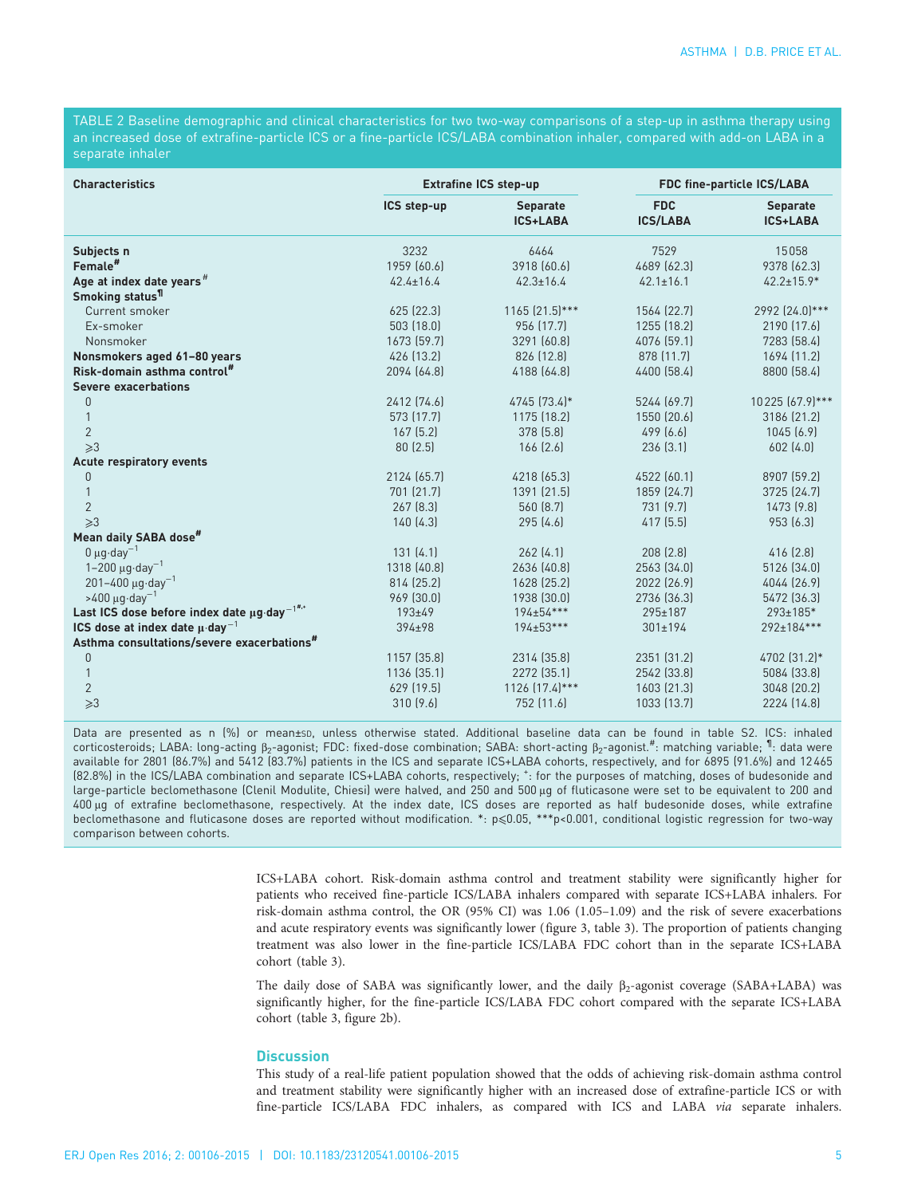TABLE 2 Baseline demographic and clinical characteristics for two two-way comparisons of a step-up in asthma therapy using an increased dose of extrafine-particle ICS or a fine-particle ICS/LABA combination inhaler, compared with add-on LABA in a separate inhaler

| Characteristics | Extrafine ICS step-up | | FDC fine-particle ICS/LABA | |
|---|---|---|---|---|
| | ICS step-up | Separate ICS+LABA | FDC ICS/LABA | Separate ICS+LABA |
| **Subjects n** | 3232 | 6464 | 7529 | 15058 |
| **Female**# | 1959 (60.6) | 3918 (60.6) | 4689 (62.3) | 9378 (62.3) |
| **Age at index date years**# | 42.4±16.4 | 42.3±16.4 | 42.1±16.1 | 42.2±15.9* |
| **Smoking status**¶ | | | | |
| Current smoker | 625 (22.3) | 1165 (21.5)*** | 1564 (22.7) | 2992 (24.0)*** |
| Ex-smoker | 503 (18.0) | 956 (17.7) | 1255 (18.2) | 2190 (17.6) |
| Nonsmoker | 1673 (59.7) | 3291 (60.8) | 4076 (59.1) | 7283 (58.4) |
| **Nonsmokers aged 61–80 years** | 426 (13.2) | 826 (12.8) | 878 (11.7) | 1694 (11.2) |
| **Risk-domain asthma control**# | 2094 (64.8) | 4188 (64.8) | 4400 (58.4) | 8800 (58.4) |
| **Severe exacerbations** | | | | |
| 0 | 2412 (74.6) | 4745 (73.4)* | 5244 (69.7) | 10225 (67.9)*** |
| 1 | 573 (17.7) | 1175 (18.2) | 1550 (20.6) | 3186 (21.2) |
| 2 | 167 (5.2) | 378 (5.8) | 499 (6.6) | 1045 (6.9) |
| ⩾3 | 80 (2.5) | 166 (2.6) | 236 (3.1) | 602 (4.0) |
| **Acute respiratory events** | | | | |
| 0 | 2124 (65.7) | 4218 (65.3) | 4522 (60.1) | 8907 (59.2) |
| 1 | 701 (21.7) | 1391 (21.5) | 1859 (24.7) | 3725 (24.7) |
| 2 | 267 (8.3) | 560 (8.7) | 731 (9.7) | 1473 (9.8) |
| ⩾3 | 140 (4.3) | 295 (4.6) | 417 (5.5) | 953 (6.3) |
| **Mean daily SABA dose**# | | | | |
| 0 µg·day$^{-1}$ | 131 (4.1) | 262 (4.1) | 208 (2.8) | 416 (2.8) |
| 1–200 µg·day$^{-1}$ | 1318 (40.8) | 2636 (40.8) | 2563 (34.0) | 5126 (34.0) |
| 201–400 µg·day$^{-1}$ | 814 (25.2) | 1628 (25.2) | 2022 (26.9) | 4044 (26.9) |
| >400 µg·day$^{-1}$ | 969 (30.0) | 1938 (30.0) | 2736 (36.3) | 5472 (36.3) |
| **Last ICS dose before index date µg·day$^{-1}$**#,+ | 193±49 | 194±54*** | 295±187 | 293±185* |
| **ICS dose at index date µ·day$^{-1}$** | 394±98 | 194±53*** | 301±194 | 292±184*** |
| **Asthma consultations/severe exacerbations**# | | | | |
| 0 | 1157 (35.8) | 2314 (35.8) | 2351 (31.2) | 4702 (31.2)* |
| 1 | 1136 (35.1) | 2272 (35.1) | 2542 (33.8) | 5084 (33.8) |
| 2 | 629 (19.5) | 1126 (17.4)*** | 1603 (21.3) | 3048 (20.2) |
| ⩾3 | 310 (9.6) | 752 (11.6) | 1033 (13.7) | 2224 (14.8) |

Data are presented as n (%) or mean±SD, unless otherwise stated. Additional baseline data can be found in table S2. ICS: inhaled corticosteroids; LABA: long-acting $\beta_2$-agonist; FDC: fixed-dose combination; SABA: short-acting $\beta_2$-agonist. #: matching variable; ¶: data were available for 2801 (86.7%) and 5412 (83.7%) patients in the ICS and separate ICS+LABA cohorts, respectively, and for 6895 (91.6%) and 12465 (82.8%) in the ICS/LABA combination and separate ICS+LABA cohorts, respectively; +: for the purposes of matching, doses of budesonide and large-particle beclomethasone (Clenil Modulite, Chiesi) were halved, and 250 and 500 µg of fluticasone were set to be equivalent to 200 and 400 µg of extrafine beclomethasone, respectively. At the index date, ICS doses are reported as half budesonide doses, while extrafine beclomethasone and fluticasone doses are reported without modification. *: $p \leqslant 0.05$, ***$p < 0.001$, conditional logistic regression for two-way comparison between cohorts.

ICS+LABA cohort. Risk-domain asthma control and treatment stability were significantly higher for patients who received fine-particle ICS/LABA inhalers compared with separate ICS+LABA inhalers. For risk-domain asthma control, the OR (95% CI) was 1.06 (1.05–1.09) and the risk of severe exacerbations and acute respiratory events was significantly lower (figure 3, table 3). The proportion of patients changing treatment was also lower in the fine-particle ICS/LABA FDC cohort than in the separate ICS+LABA cohort (table 3).

The daily dose of SABA was significantly lower, and the daily $\beta_2$-agonist coverage (SABA+LABA) was significantly higher, for the fine-particle ICS/LABA FDC cohort compared with the separate ICS+LABA cohort (table 3, figure 2b).

## Discussion

This study of a real-life patient population showed that the odds of achieving risk-domain asthma control and treatment stability were significantly higher with an increased dose of extrafine-particle ICS or with fine-particle ICS/LABA FDC inhalers, as compared with ICS and LABA *via* separate inhalers.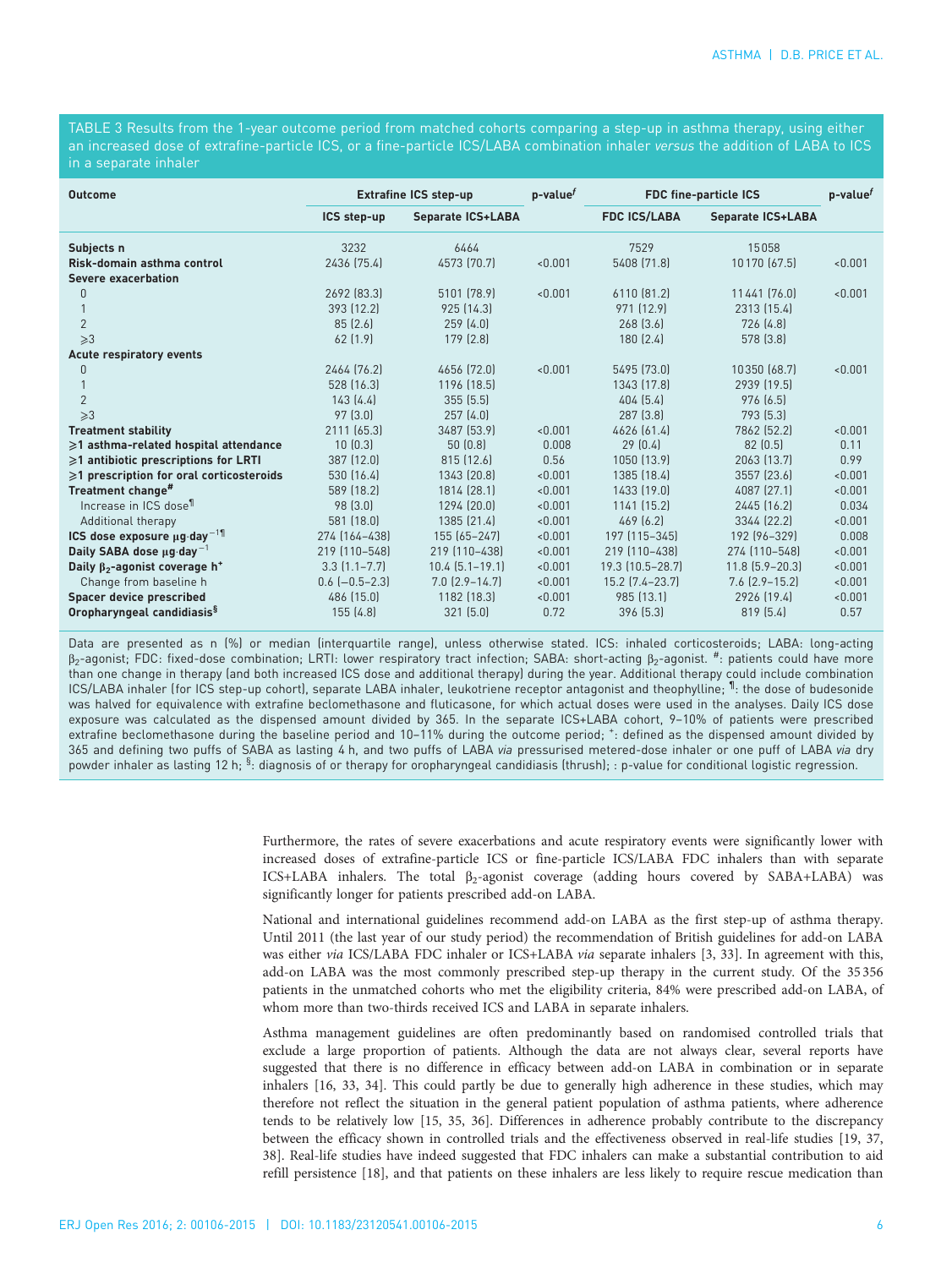TABLE 3 Results from the 1-year outcome period from matched cohorts comparing a step-up in asthma therapy, using either an increased dose of extrafine-particle ICS, or a fine-particle ICS/LABA combination inhaler *versus* the addition of LABA to ICS in a separate inhaler

| Outcome | Extrafine ICS step-up | | p-value[f] | FDC fine-particle ICS | | p-value[f] |
|---|---|---|---|---|---|---|
| | ICS step-up | Separate ICS+LABA | | FDC ICS/LABA | Separate ICS+LABA | |
| **Subjects n** | 3232 | 6464 | | 7529 | 15058 | |
| **Risk-domain asthma control** | 2436 (75.4) | 4573 (70.7) | <0.001 | 5408 (71.8) | 10170 (67.5) | <0.001 |
| **Severe exacerbation** | | | | | | |
| 0 | 2692 (83.3) | 5101 (78.9) | <0.001 | 6110 (81.2) | 11441 (76.0) | <0.001 |
| 1 | 393 (12.2) | 925 (14.3) | | 971 (12.9) | 2313 (15.4) | |
| 2 | 85 (2.6) | 259 (4.0) | | 268 (3.6) | 726 (4.8) | |
| ⩾3 | 62 (1.9) | 179 (2.8) | | 180 (2.4) | 578 (3.8) | |
| **Acute respiratory events** | | | | | | |
| 0 | 2464 (76.2) | 4656 (72.0) | <0.001 | 5495 (73.0) | 10350 (68.7) | <0.001 |
| 1 | 528 (16.3) | 1196 (18.5) | | 1343 (17.8) | 2939 (19.5) | |
| 2 | 143 (4.4) | 355 (5.5) | | 404 (5.4) | 976 (6.5) | |
| ⩾3 | 97 (3.0) | 257 (4.0) | | 287 (3.8) | 793 (5.3) | |
| **Treatment stability** | 2111 (65.3) | 3487 (53.9) | <0.001 | 4626 (61.4) | 7862 (52.2) | <0.001 |
| **⩾1 asthma-related hospital attendance** | 10 (0.3) | 50 (0.8) | 0.008 | 29 (0.4) | 82 (0.5) | 0.11 |
| **⩾1 antibiotic prescriptions for LRTI** | 387 (12.0) | 815 (12.6) | 0.56 | 1050 (13.9) | 2063 (13.7) | 0.99 |
| **⩾1 prescription for oral corticosteroids** | 530 (16.4) | 1343 (20.8) | <0.001 | 1385 (18.4) | 3557 (23.6) | <0.001 |
| **Treatment change[#]** | 589 (18.2) | 1814 (28.1) | <0.001 | 1433 (19.0) | 4087 (27.1) | <0.001 |
| Increase in ICS dose[¶] | 98 (3.0) | 1294 (20.0) | <0.001 | 1141 (15.2) | 2445 (16.2) | 0.034 |
| Additional therapy | 581 (18.0) | 1385 (21.4) | <0.001 | 469 (6.2) | 3344 (22.2) | <0.001 |
| **ICS dose exposure $\mu g \cdot day^{-1}$[¶]** | 274 (164–438) | 155 (65–247) | <0.001 | 197 (115–345) | 192 (96–329) | 0.008 |
| **Daily SABA dose $\mu g \cdot day^{-1}$** | 219 (110–548) | 219 (110–438) | <0.001 | 219 (110–438) | 274 (110–548) | <0.001 |
| **Daily $\beta_2$-agonist coverage h[+]** | 3.3 (1.1–7.7) | 10.4 (5.1–19.1) | <0.001 | 19.3 (10.5–28.7) | 11.8 (5.9–20.3) | <0.001 |
| Change from baseline h | 0.6 (−0.5–2.3) | 7.0 (2.9–14.7) | <0.001 | 15.2 (7.4–23.7) | 7.6 (2.9–15.2) | <0.001 |
| **Spacer device prescribed** | 486 (15.0) | 1182 (18.3) | <0.001 | 985 (13.1) | 2926 (19.4) | <0.001 |
| **Oropharyngeal candidiasis[§]** | 155 (4.8) | 321 (5.0) | 0.72 | 396 (5.3) | 819 (5.4) | 0.57 |

Data are presented as n (%) or median (interquartile range), unless otherwise stated. ICS: inhaled corticosteroids; LABA: long-acting $\beta_2$-agonist; FDC: fixed-dose combination; LRTI: lower respiratory tract infection; SABA: short-acting $\beta_2$-agonist. [#]: patients could have more than one change in therapy (and both increased ICS dose and additional therapy) during the year. Additional therapy could include combination ICS/LABA inhaler (for ICS step-up cohort), separate LABA inhaler, leukotriene receptor antagonist and theophylline; [¶]: the dose of budesonide was halved for equivalence with extrafine beclomethasone and fluticasone, for which actual doses were used in the analyses. Daily ICS dose exposure was calculated as the dispensed amount divided by 365. In the separate ICS+LABA cohort, 9–10% of patients were prescribed extrafine beclomethasone during the baseline period and 10–11% during the outcome period; [+]: defined as the dispensed amount divided by 365 and defining two puffs of SABA as lasting 4 h, and two puffs of LABA *via* pressurised metered-dose inhaler or one puff of LABA *via* dry powder inhaler as lasting 12 h; [§]: diagnosis of or therapy for oropharyngeal candidiasis (thrush); : p-value for conditional logistic regression.

Furthermore, the rates of severe exacerbations and acute respiratory events were significantly lower with increased doses of extrafine-particle ICS or fine-particle ICS/LABA FDC inhalers than with separate ICS+LABA inhalers. The total $\beta_2$-agonist coverage (adding hours covered by SABA+LABA) was significantly longer for patients prescribed add-on LABA.

National and international guidelines recommend add-on LABA as the first step-up of asthma therapy. Until 2011 (the last year of our study period) the recommendation of British guidelines for add-on LABA was either *via* ICS/LABA FDC inhaler or ICS+LABA *via* separate inhalers [3, 33]. In agreement with this, add-on LABA was the most commonly prescribed step-up therapy in the current study. Of the 35356 patients in the unmatched cohorts who met the eligibility criteria, 84% were prescribed add-on LABA, of whom more than two-thirds received ICS and LABA in separate inhalers.

Asthma management guidelines are often predominantly based on randomised controlled trials that exclude a large proportion of patients. Although the data are not always clear, several reports have suggested that there is no difference in efficacy between add-on LABA in combination or in separate inhalers [16, 33, 34]. This could partly be due to generally high adherence in these studies, which may therefore not reflect the situation in the general patient population of asthma patients, where adherence tends to be relatively low [15, 35, 36]. Differences in adherence probably contribute to the discrepancy between the efficacy shown in controlled trials and the effectiveness observed in real-life studies [19, 37, 38]. Real-life studies have indeed suggested that FDC inhalers can make a substantial contribution to aid refill persistence [18], and that patients on these inhalers are less likely to require rescue medication than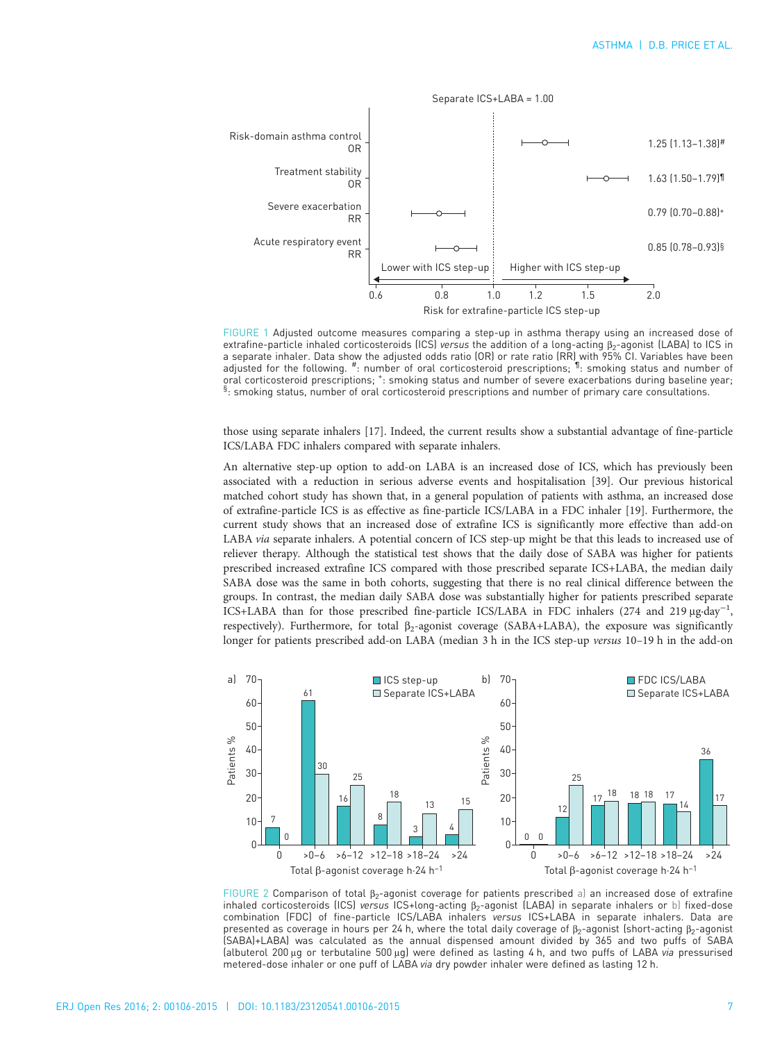Separate ICS+LABA = 1.00

Risk-domain asthma control OR — 1.25 (1.13–1.38)#

Treatment stability OR — 1.63 (1.50–1.79)¶

Severe exacerbation RR — 0.79 (0.70–0.88)+

Acute respiratory event RR — 0.85 (0.78–0.93)§

Lower with ICS step-up

Higher with ICS step-up

0.6 0.8 1.0 1.2 1.5 2.0

Risk for extrafine-particle ICS step-up

FIGURE 1 Adjusted outcome measures comparing a step-up in asthma therapy using an increased dose of extrafine-particle inhaled corticosteroids (ICS) *versus* the addition of a long-acting $\beta_2$-agonist (LABA) to ICS in a separate inhaler. Data show the adjusted odds ratio (OR) or rate ratio (RR) with 95% CI. Variables have been adjusted for the following. #: number of oral corticosteroid prescriptions; ¶: smoking status and number of oral corticosteroid prescriptions; +: smoking status and number of severe exacerbations during baseline year; §: smoking status, number of oral corticosteroid prescriptions and number of primary care consultations.

those using separate inhalers [17]. Indeed, the current results show a substantial advantage of fine-particle ICS/LABA FDC inhalers compared with separate inhalers.

An alternative step-up option to add-on LABA is an increased dose of ICS, which has previously been associated with a reduction in serious adverse events and hospitalisation [39]. Our previous historical matched cohort study has shown that, in a general population of patients with asthma, an increased dose of extrafine-particle ICS is as effective as fine-particle ICS/LABA in a FDC inhaler [19]. Furthermore, the current study shows that an increased dose of extrafine ICS is significantly more effective than add-on LABA *via* separate inhalers. A potential concern of ICS step-up might be that this leads to increased use of reliever therapy. Although the statistical test shows that the daily dose of SABA was higher for patients prescribed increased extrafine ICS compared with those prescribed separate ICS+LABA, the median daily SABA dose was the same in both cohorts, suggesting that there is no real clinical difference between the groups. In contrast, the median daily SABA dose was substantially higher for patients prescribed separate ICS+LABA than for those prescribed fine-particle ICS/LABA in FDC inhalers (274 and 219 µg·day$^{-1}$, respectively). Furthermore, for total $\beta_2$-agonist coverage (SABA+LABA), the exposure was significantly longer for patients prescribed add-on LABA (median 3 h in the ICS step-up *versus* 10–19 h in the add-on

a) ICS step-up; Separate ICS+LABA

Patients %

0, 10, 20, 30, 40, 50, 60, 70

7 0 | 61 30 | 16 25 | 8 18 | 3 13 | 4 15

0 >0–6 >6–12 >12–18 >18–24 >24

Total β-agonist coverage h·24 h$^{-1}$

b) FDC ICS/LABA; Separate ICS+LABA

Patients %

0, 10, 20, 30, 40, 50, 60, 70

0 0 | 12 25 | 17 18 | 18 18 | 17 14 | 36 17

0 >0–6 >6–12 >12–18 >18–24 >24

Total β-agonist coverage h·24 h$^{-1}$

FIGURE 2 Comparison of total $\beta_2$-agonist coverage for patients prescribed a) an increased dose of extrafine inhaled corticosteroids (ICS) *versus* ICS+long-acting $\beta_2$-agonist (LABA) in separate inhalers or b) fixed-dose combination (FDC) of fine-particle ICS/LABA inhalers *versus* ICS+LABA in separate inhalers. Data are presented as coverage in hours per 24 h, where the total daily coverage of $\beta_2$-agonist (short-acting $\beta_2$-agonist (SABA)+LABA) was calculated as the annual dispensed amount divided by 365 and two puffs of SABA (albuterol 200 µg or terbutaline 500 µg) were defined as lasting 4 h, and two puffs of LABA *via* pressurised metered-dose inhaler or one puff of LABA *via* dry powder inhaler were defined as lasting 12 h.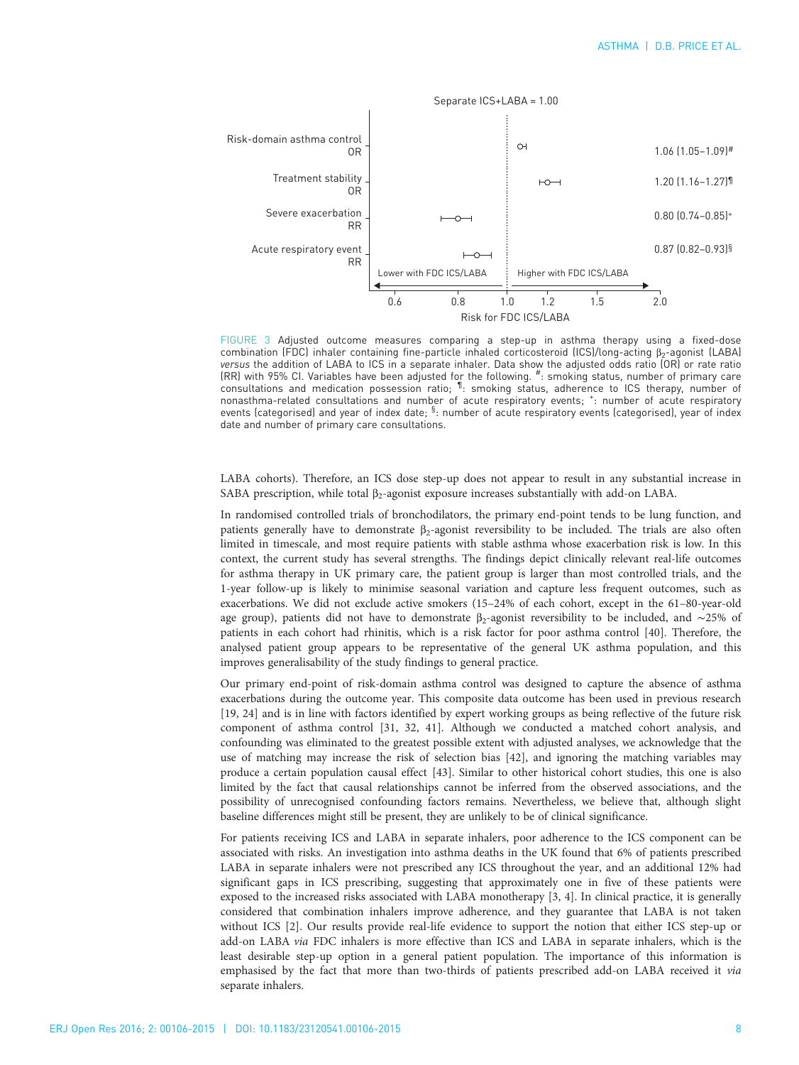Separate ICS+LABA = 1.00

Risk-domain asthma control OR

Treatment stability OR

Severe exacerbation RR

Acute respiratory event RR

1.06 (1.05–1.09)#

1.20 (1.16–1.27)¶

0.80 (0.74–0.85)+

0.87 (0.82–0.93)§

Lower with FDC ICS/LABA

Higher with FDC ICS/LABA

0.6 0.8 1.0 1.2 1.5 2.0

Risk for FDC ICS/LABA

FIGURE 3 Adjusted outcome measures comparing a step-up in asthma therapy using a fixed-dose combination (FDC) inhaler containing fine-particle inhaled corticosteroid (ICS)/long-acting $\beta_2$-agonist (LABA) *versus* the addition of LABA to ICS in a separate inhaler. Data show the adjusted odds ratio (OR) or rate ratio (RR) with 95% CI. Variables have been adjusted for the following. #: smoking status, number of primary care consultations and medication possession ratio; ¶: smoking status, adherence to ICS therapy, number of nonasthma-related consultations and number of acute respiratory events; +: number of acute respiratory events (categorised) and year of index date; §: number of acute respiratory events (categorised), year of index date and number of primary care consultations.

LABA cohorts). Therefore, an ICS dose step-up does not appear to result in any substantial increase in SABA prescription, while total $\beta_2$-agonist exposure increases substantially with add-on LABA.

In randomised controlled trials of bronchodilators, the primary end-point tends to be lung function, and patients generally have to demonstrate $\beta_2$-agonist reversibility to be included. The trials are also often limited in timescale, and most require patients with stable asthma whose exacerbation risk is low. In this context, the current study has several strengths. The findings depict clinically relevant real-life outcomes for asthma therapy in UK primary care, the patient group is larger than most controlled trials, and the 1-year follow-up is likely to minimise seasonal variation and capture less frequent outcomes, such as exacerbations. We did not exclude active smokers (15–24% of each cohort, except in the 61–80-year-old age group), patients did not have to demonstrate $\beta_2$-agonist reversibility to be included, and ∼25% of patients in each cohort had rhinitis, which is a risk factor for poor asthma control [40]. Therefore, the analysed patient group appears to be representative of the general UK asthma population, and this improves generalisability of the study findings to general practice.

Our primary end-point of risk-domain asthma control was designed to capture the absence of asthma exacerbations during the outcome year. This composite data outcome has been used in previous research [19, 24] and is in line with factors identified by expert working groups as being reflective of the future risk component of asthma control [31, 32, 41]. Although we conducted a matched cohort analysis, and confounding was eliminated to the greatest possible extent with adjusted analyses, we acknowledge that the use of matching may increase the risk of selection bias [42], and ignoring the matching variables may produce a certain population causal effect [43]. Similar to other historical cohort studies, this one is also limited by the fact that causal relationships cannot be inferred from the observed associations, and the possibility of unrecognised confounding factors remains. Nevertheless, we believe that, although slight baseline differences might still be present, they are unlikely to be of clinical significance.

For patients receiving ICS and LABA in separate inhalers, poor adherence to the ICS component can be associated with risks. An investigation into asthma deaths in the UK found that 6% of patients prescribed LABA in separate inhalers were not prescribed any ICS throughout the year, and an additional 12% had significant gaps in ICS prescribing, suggesting that approximately one in five of these patients were exposed to the increased risks associated with LABA monotherapy [3, 4]. In clinical practice, it is generally considered that combination inhalers improve adherence, and they guarantee that LABA is not taken without ICS [2]. Our results provide real-life evidence to support the notion that either ICS step-up or add-on LABA *via* FDC inhalers is more effective than ICS and LABA in separate inhalers, which is the least desirable step-up option in a general patient population. The importance of this information is emphasised by the fact that more than two-thirds of patients prescribed add-on LABA received it *via* separate inhalers.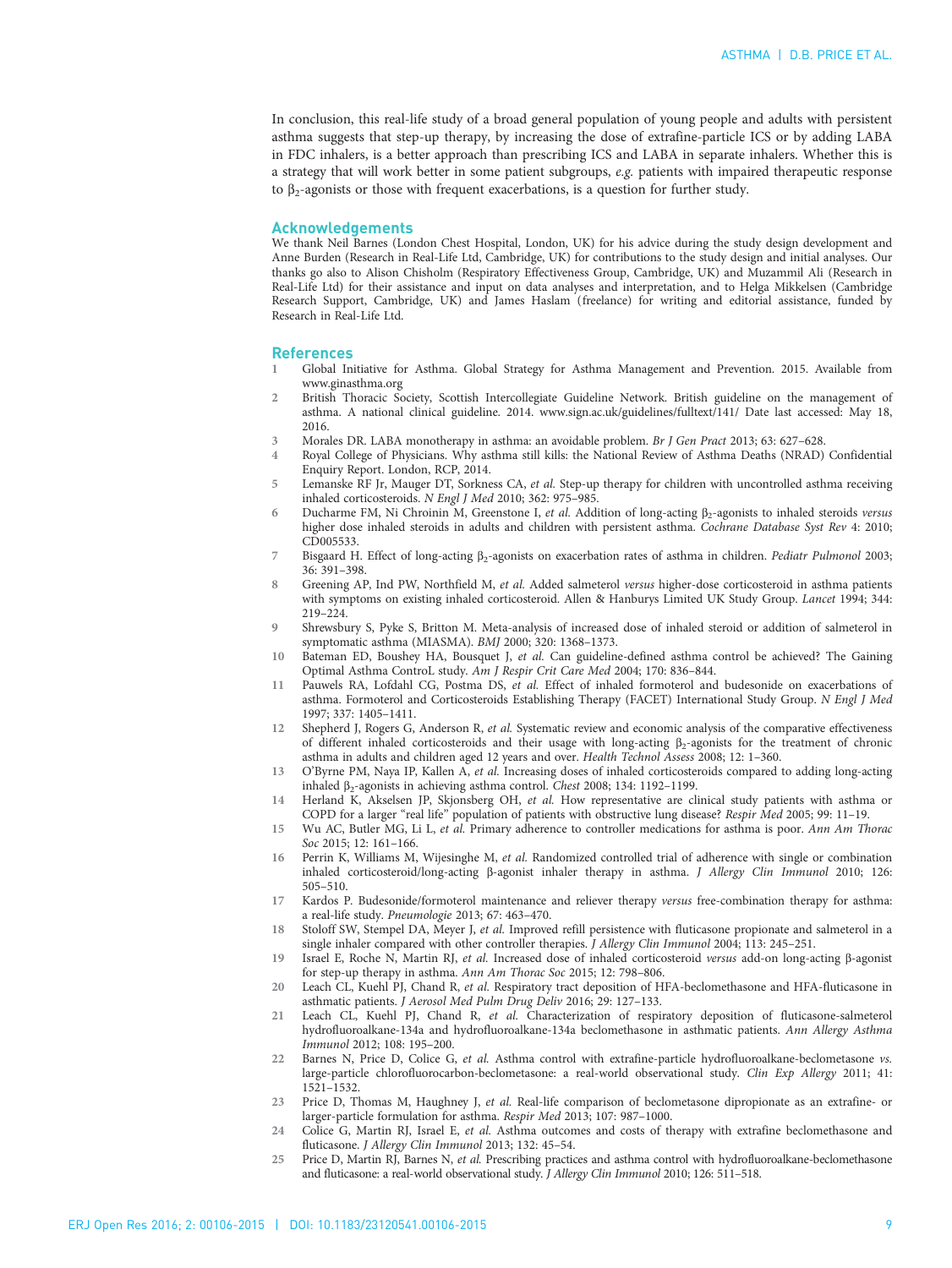In conclusion, this real-life study of a broad general population of young people and adults with persistent asthma suggests that step-up therapy, by increasing the dose of extrafine-particle ICS or by adding LABA in FDC inhalers, is a better approach than prescribing ICS and LABA in separate inhalers. Whether this is a strategy that will work better in some patient subgroups, *e.g.* patients with impaired therapeutic response to $\beta_2$-agonists or those with frequent exacerbations, is a question for further study.

## Acknowledgements

We thank Neil Barnes (London Chest Hospital, London, UK) for his advice during the study design development and Anne Burden (Research in Real-Life Ltd, Cambridge, UK) for contributions to the study design and initial analyses. Our thanks go also to Alison Chisholm (Respiratory Effectiveness Group, Cambridge, UK) and Muzammil Ali (Research in Real-Life Ltd) for their assistance and input on data analyses and interpretation, and to Helga Mikkelsen (Cambridge Research Support, Cambridge, UK) and James Haslam (freelance) for writing and editorial assistance, funded by Research in Real-Life Ltd.

## References

1. Global Initiative for Asthma. Global Strategy for Asthma Management and Prevention. 2015. Available from www.ginasthma.org
2. British Thoracic Society, Scottish Intercollegiate Guideline Network. British guideline on the management of asthma. A national clinical guideline. 2014. www.sign.ac.uk/guidelines/fulltext/141/ Date last accessed: May 18, 2016.
3. Morales DR. LABA monotherapy in asthma: an avoidable problem. *Br J Gen Pract* 2013; 63: 627–628.
4. Royal College of Physicians. Why asthma still kills: the National Review of Asthma Deaths (NRAD) Confidential Enquiry Report. London, RCP, 2014.
5. Lemanske RF Jr, Mauger DT, Sorkness CA, *et al.* Step-up therapy for children with uncontrolled asthma receiving inhaled corticosteroids. *N Engl J Med* 2010; 362: 975–985.
6. Ducharme FM, Ni Chroinin M, Greenstone I, *et al.* Addition of long-acting $\beta_2$-agonists to inhaled steroids *versus* higher dose inhaled steroids in adults and children with persistent asthma. *Cochrane Database Syst Rev* 4: 2010; CD005533.
7. Bisgaard H. Effect of long-acting $\beta_2$-agonists on exacerbation rates of asthma in children. *Pediatr Pulmonol* 2003; 36: 391–398.
8. Greening AP, Ind PW, Northfield M, *et al.* Added salmeterol *versus* higher-dose corticosteroid in asthma patients with symptoms on existing inhaled corticosteroid. Allen & Hanburys Limited UK Study Group. *Lancet* 1994; 344: 219–224.
9. Shrewsbury S, Pyke S, Britton M. Meta-analysis of increased dose of inhaled steroid or addition of salmeterol in symptomatic asthma (MIASMA). *BMJ* 2000; 320: 1368–1373.
10. Bateman ED, Boushey HA, Bousquet J, *et al.* Can guideline-defined asthma control be achieved? The Gaining Optimal Asthma ControL study. *Am J Respir Crit Care Med* 2004; 170: 836–844.
11. Pauwels RA, Lofdahl CG, Postma DS, *et al.* Effect of inhaled formoterol and budesonide on exacerbations of asthma. Formoterol and Corticosteroids Establishing Therapy (FACET) International Study Group. *N Engl J Med* 1997; 337: 1405–1411.
12. Shepherd J, Rogers G, Anderson R, *et al.* Systematic review and economic analysis of the comparative effectiveness of different inhaled corticosteroids and their usage with long-acting $\beta_2$-agonists for the treatment of chronic asthma in adults and children aged 12 years and over. *Health Technol Assess* 2008; 12: 1–360.
13. O'Byrne PM, Naya IP, Kallen A, *et al.* Increasing doses of inhaled corticosteroids compared to adding long-acting inhaled $\beta_2$-agonists in achieving asthma control. *Chest* 2008; 134: 1192–1199.
14. Herland K, Akselsen JP, Skjonsberg OH, *et al.* How representative are clinical study patients with asthma or COPD for a larger "real life" population of patients with obstructive lung disease? *Respir Med* 2005; 99: 11–19.
15. Wu AC, Butler MG, Li L, *et al.* Primary adherence to controller medications for asthma is poor. *Ann Am Thorac Soc* 2015; 12: 161–166.
16. Perrin K, Williams M, Wijesinghe M, *et al.* Randomized controlled trial of adherence with single or combination inhaled corticosteroid/long-acting β-agonist inhaler therapy in asthma. *J Allergy Clin Immunol* 2010; 126: 505–510.
17. Kardos P. Budesonide/formoterol maintenance and reliever therapy *versus* free-combination therapy for asthma: a real-life study. *Pneumologie* 2013; 67: 463–470.
18. Stoloff SW, Stempel DA, Meyer J, *et al.* Improved refill persistence with fluticasone propionate and salmeterol in a single inhaler compared with other controller therapies. *J Allergy Clin Immunol* 2004; 113: 245–251.
19. Israel E, Roche N, Martin RJ, *et al.* Increased dose of inhaled corticosteroid *versus* add-on long-acting β-agonist for step-up therapy in asthma. *Ann Am Thorac Soc* 2015; 12: 798–806.
20. Leach CL, Kuehl PJ, Chand R, *et al.* Respiratory tract deposition of HFA-beclomethasone and HFA-fluticasone in asthmatic patients. *J Aerosol Med Pulm Drug Deliv* 2016; 29: 127–133.
21. Leach CL, Kuehl PJ, Chand R, *et al.* Characterization of respiratory deposition of fluticasone-salmeterol hydrofluoroalkane-134a and hydrofluoroalkane-134a beclomethasone in asthmatic patients. *Ann Allergy Asthma Immunol* 2012; 108: 195–200.
22. Barnes N, Price D, Colice G, *et al.* Asthma control with extrafine-particle hydrofluoroalkane-beclometasone *vs.* large-particle chlorofluorocarbon-beclometasone: a real-world observational study. *Clin Exp Allergy* 2011; 41: 1521–1532.
23. Price D, Thomas M, Haughney J, *et al.* Real-life comparison of beclometasone dipropionate as an extrafine- or larger-particle formulation for asthma. *Respir Med* 2013; 107: 987–1000.
24. Colice G, Martin RJ, Israel E, *et al.* Asthma outcomes and costs of therapy with extrafine beclomethasone and fluticasone. *J Allergy Clin Immunol* 2013; 132: 45–54.
25. Price D, Martin RJ, Barnes N, *et al.* Prescribing practices and asthma control with hydrofluoroalkane-beclomethasone and fluticasone: a real-world observational study. *J Allergy Clin Immunol* 2010; 126: 511–518.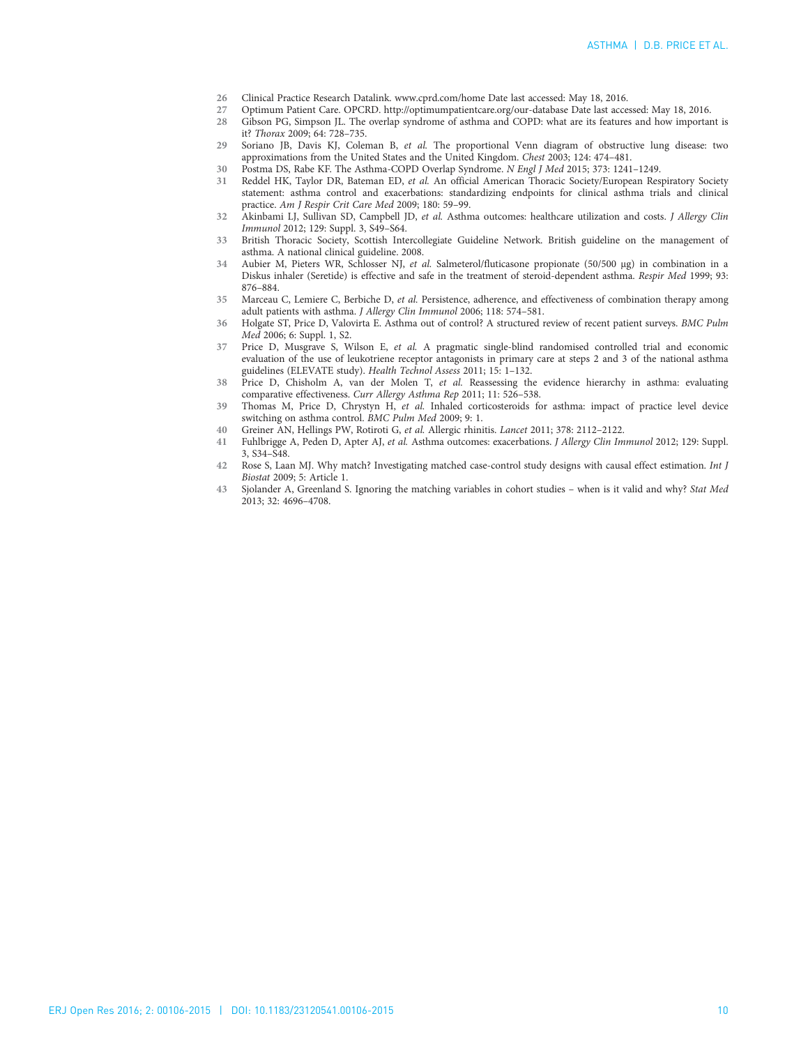26 Clinical Practice Research Datalink. www.cprd.com/home Date last accessed: May 18, 2016.

27 Optimum Patient Care. OPCRD. http://optimumpatientcare.org/our-database Date last accessed: May 18, 2016.

28 Gibson PG, Simpson JL. The overlap syndrome of asthma and COPD: what are its features and how important is it? *Thorax* 2009; 64: 728–735.

29 Soriano JB, Davis KJ, Coleman B, *et al.* The proportional Venn diagram of obstructive lung disease: two approximations from the United States and the United Kingdom. *Chest* 2003; 124: 474–481.

30 Postma DS, Rabe KF. The Asthma-COPD Overlap Syndrome. *N Engl J Med* 2015; 373: 1241–1249.

31 Reddel HK, Taylor DR, Bateman ED, *et al.* An official American Thoracic Society/European Respiratory Society statement: asthma control and exacerbations: standardizing endpoints for clinical asthma trials and clinical practice. *Am J Respir Crit Care Med* 2009; 180: 59–99.

32 Akinbami LJ, Sullivan SD, Campbell JD, *et al.* Asthma outcomes: healthcare utilization and costs. *J Allergy Clin Immunol* 2012; 129: Suppl. 3, S49–S64.

33 British Thoracic Society, Scottish Intercollegiate Guideline Network. British guideline on the management of asthma. A national clinical guideline. 2008.

34 Aubier M, Pieters WR, Schlosser NJ, *et al.* Salmeterol/fluticasone propionate (50/500 µg) in combination in a Diskus inhaler (Seretide) is effective and safe in the treatment of steroid-dependent asthma. *Respir Med* 1999; 93: 876–884.

35 Marceau C, Lemiere C, Berbiche D, *et al.* Persistence, adherence, and effectiveness of combination therapy among adult patients with asthma. *J Allergy Clin Immunol* 2006; 118: 574–581.

36 Holgate ST, Price D, Valovirta E. Asthma out of control? A structured review of recent patient surveys. *BMC Pulm Med* 2006; 6: Suppl. 1, S2.

37 Price D, Musgrave S, Wilson E, *et al.* A pragmatic single-blind randomised controlled trial and economic evaluation of the use of leukotriene receptor antagonists in primary care at steps 2 and 3 of the national asthma guidelines (ELEVATE study). *Health Technol Assess* 2011; 15: 1–132.

38 Price D, Chisholm A, van der Molen T, *et al.* Reassessing the evidence hierarchy in asthma: evaluating comparative effectiveness. *Curr Allergy Asthma Rep* 2011; 11: 526–538.

39 Thomas M, Price D, Chrystyn H, *et al.* Inhaled corticosteroids for asthma: impact of practice level device switching on asthma control. *BMC Pulm Med* 2009; 9: 1.

40 Greiner AN, Hellings PW, Rotiroti G, *et al.* Allergic rhinitis. *Lancet* 2011; 378: 2112–2122.

41 Fuhlbrigge A, Peden D, Apter AJ, *et al.* Asthma outcomes: exacerbations. *J Allergy Clin Immunol* 2012; 129: Suppl. 3, S34–S48.

42 Rose S, Laan MJ. Why match? Investigating matched case-control study designs with causal effect estimation. *Int J Biostat* 2009; 5: Article 1.

43 Sjolander A, Greenland S. Ignoring the matching variables in cohort studies – when is it valid and why? *Stat Med* 2013; 32: 4696–4708.